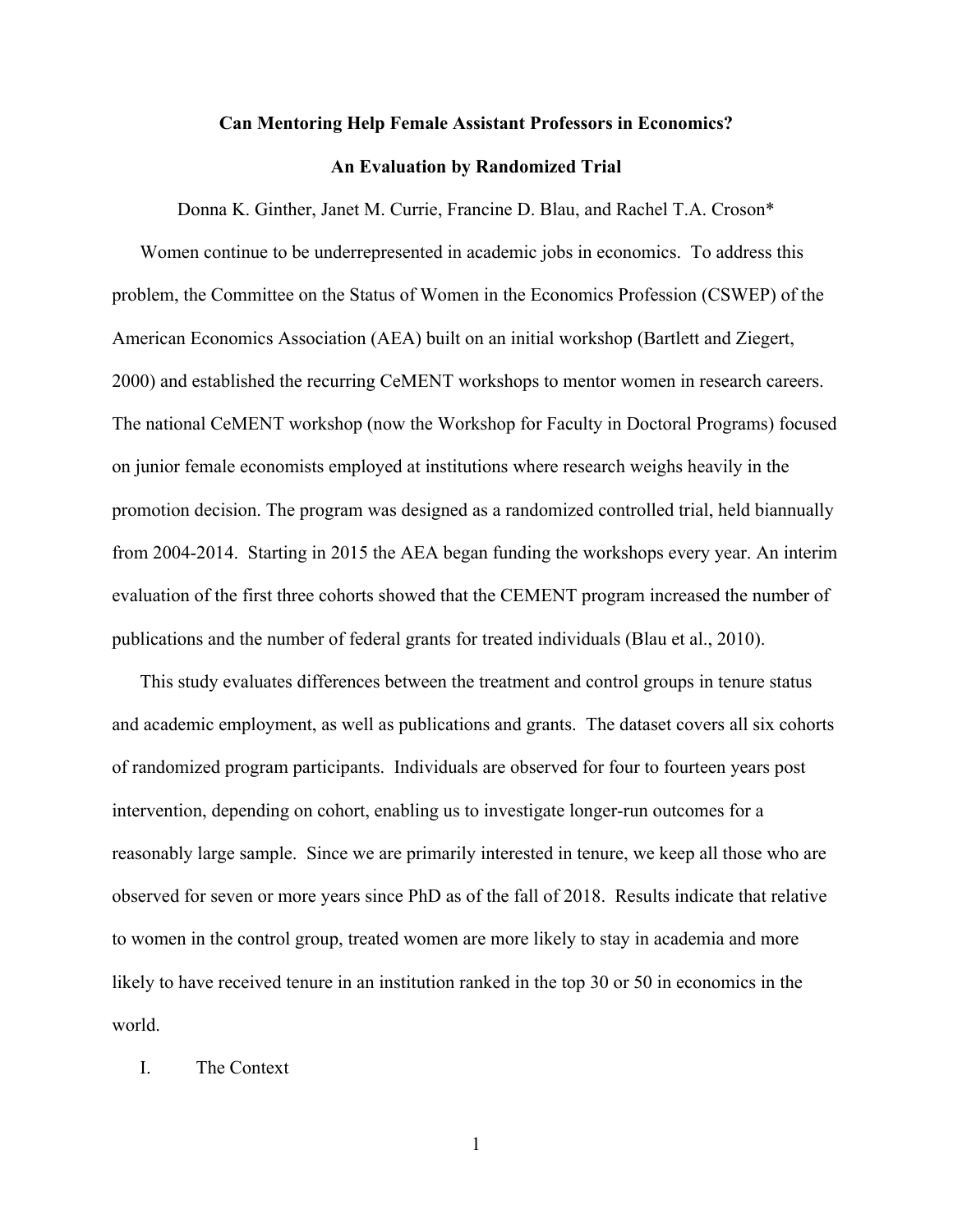# Can Mentoring Help Female Assistant Professors in Economics?

## An Evaluation by Randomized Trial

Donna K. Ginther, Janet M. Currie, Francine D. Blau, and Rachel T.A. Croson*

Women continue to be underrepresented in academic jobs in economics. To address this problem, the Committee on the Status of Women in the Economics Profession (CSWEP) of the American Economics Association (AEA) built on an initial workshop (Bartlett and Ziegert, 2000) and established the recurring CeMENT workshops to mentor women in research careers. The national CeMENT workshop (now the Workshop for Faculty in Doctoral Programs) focused on junior female economists employed at institutions where research weighs heavily in the promotion decision. The program was designed as a randomized controlled trial, held biannually from 2004-2014. Starting in 2015 the AEA began funding the workshops every year. An interim evaluation of the first three cohorts showed that the CEMENT program increased the number of publications and the number of federal grants for treated individuals (Blau et al., 2010).

This study evaluates differences between the treatment and control groups in tenure status and academic employment, as well as publications and grants. The dataset covers all six cohorts of randomized program participants. Individuals are observed for four to fourteen years post intervention, depending on cohort, enabling us to investigate longer-run outcomes for a reasonably large sample. Since we are primarily interested in tenure, we keep all those who are observed for seven or more years since PhD as of the fall of 2018. Results indicate that relative to women in the control group, treated women are more likely to stay in academia and more likely to have received tenure in an institution ranked in the top 30 or 50 in economics in the world.

## I. The Context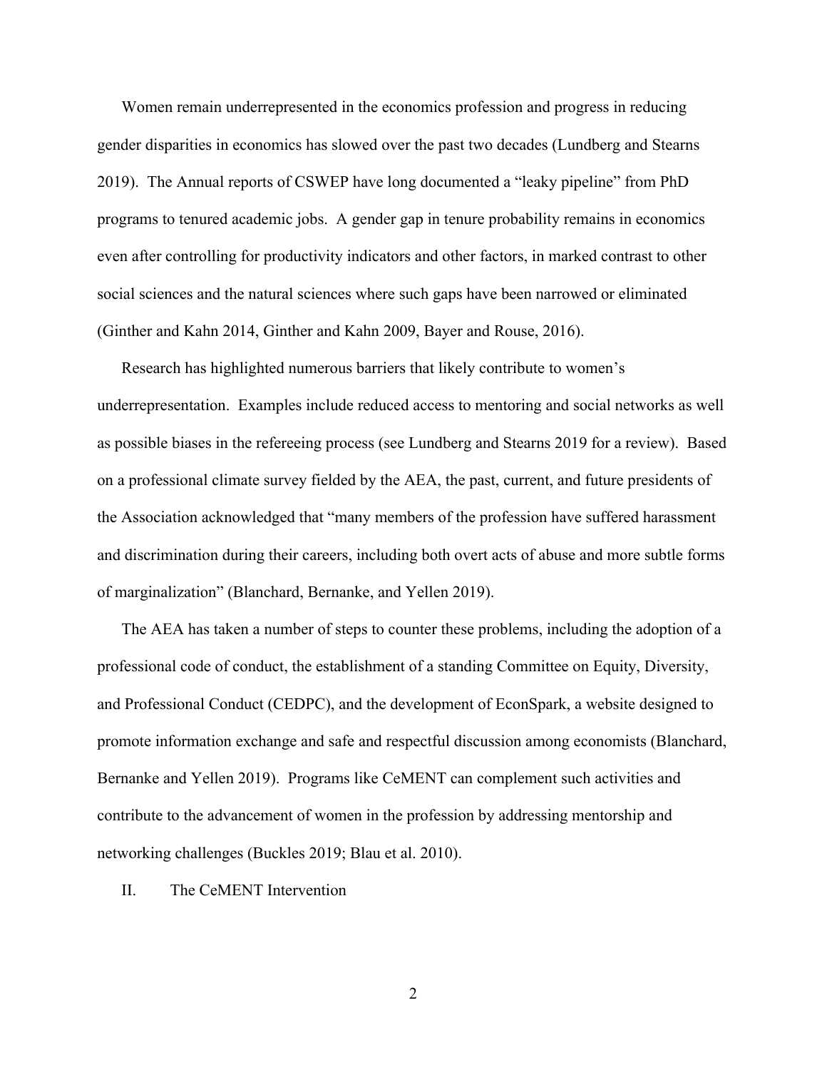Women remain underrepresented in the economics profession and progress in reducing gender disparities in economics has slowed over the past two decades (Lundberg and Stearns 2019). The Annual reports of CSWEP have long documented a "leaky pipeline" from PhD programs to tenured academic jobs. A gender gap in tenure probability remains in economics even after controlling for productivity indicators and other factors, in marked contrast to other social sciences and the natural sciences where such gaps have been narrowed or eliminated (Ginther and Kahn 2014, Ginther and Kahn 2009, Bayer and Rouse, 2016).

Research has highlighted numerous barriers that likely contribute to women's underrepresentation. Examples include reduced access to mentoring and social networks as well as possible biases in the refereeing process (see Lundberg and Stearns 2019 for a review). Based on a professional climate survey fielded by the AEA, the past, current, and future presidents of the Association acknowledged that "many members of the profession have suffered harassment and discrimination during their careers, including both overt acts of abuse and more subtle forms of marginalization" (Blanchard, Bernanke, and Yellen 2019).

The AEA has taken a number of steps to counter these problems, including the adoption of a professional code of conduct, the establishment of a standing Committee on Equity, Diversity, and Professional Conduct (CEDPC), and the development of EconSpark, a website designed to promote information exchange and safe and respectful discussion among economists (Blanchard, Bernanke and Yellen 2019). Programs like CeMENT can complement such activities and contribute to the advancement of women in the profession by addressing mentorship and networking challenges (Buckles 2019; Blau et al. 2010).

## II. The CeMENT Intervention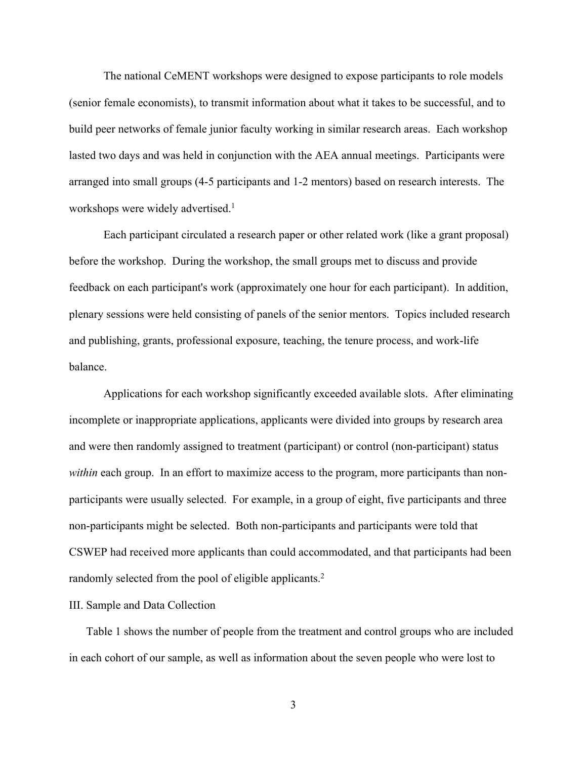The national CeMENT workshops were designed to expose participants to role models (senior female economists), to transmit information about what it takes to be successful, and to build peer networks of female junior faculty working in similar research areas. Each workshop lasted two days and was held in conjunction with the AEA annual meetings. Participants were arranged into small groups (4-5 participants and 1-2 mentors) based on research interests. The workshops were widely advertised.[1]

Each participant circulated a research paper or other related work (like a grant proposal) before the workshop. During the workshop, the small groups met to discuss and provide feedback on each participant's work (approximately one hour for each participant). In addition, plenary sessions were held consisting of panels of the senior mentors. Topics included research and publishing, grants, professional exposure, teaching, the tenure process, and work-life balance.

Applications for each workshop significantly exceeded available slots. After eliminating incomplete or inappropriate applications, applicants were divided into groups by research area and were then randomly assigned to treatment (participant) or control (non-participant) status *within* each group. In an effort to maximize access to the program, more participants than non-participants were usually selected. For example, in a group of eight, five participants and three non-participants might be selected. Both non-participants and participants were told that CSWEP had received more applicants than could accommodated, and that participants had been randomly selected from the pool of eligible applicants.[2]

## III. Sample and Data Collection

Table 1 shows the number of people from the treatment and control groups who are included in each cohort of our sample, as well as information about the seven people who were lost to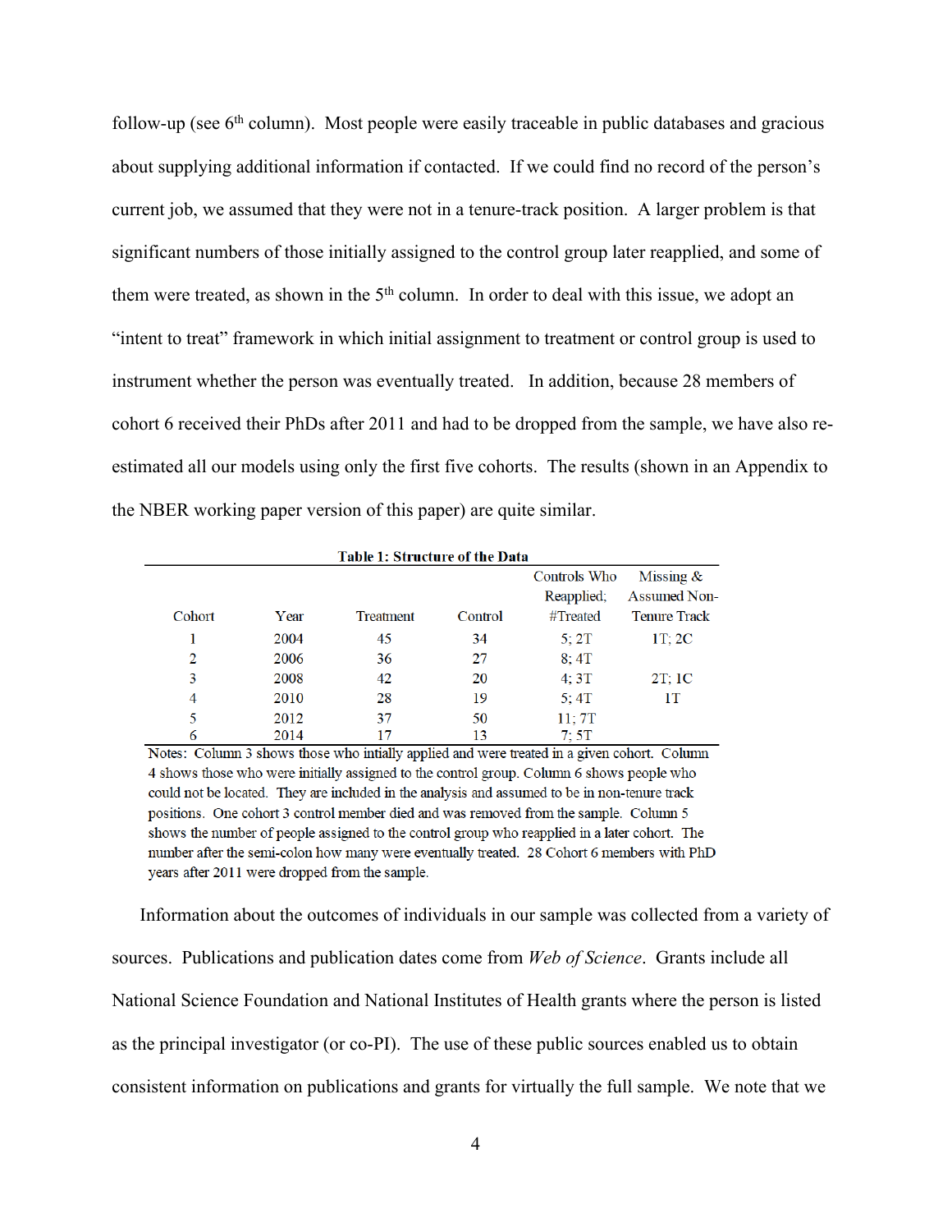follow-up (see 6th column). Most people were easily traceable in public databases and gracious about supplying additional information if contacted. If we could find no record of the person's current job, we assumed that they were not in a tenure-track position. A larger problem is that significant numbers of those initially assigned to the control group later reapplied, and some of them were treated, as shown in the 5th column. In order to deal with this issue, we adopt an "intent to treat" framework in which initial assignment to treatment or control group is used to instrument whether the person was eventually treated. In addition, because 28 members of cohort 6 received their PhDs after 2011 and had to be dropped from the sample, we have also re-estimated all our models using only the first five cohorts. The results (shown in an Appendix to the NBER working paper version of this paper) are quite similar.

**Table 1: Structure of the Data**

| Cohort | Year | Treatment | Control | Controls Who Reapplied; #Treated | Missing & Assumed Non-Tenure Track |
|---|---|---|---|---|---|
| 1 | 2004 | 45 | 34 | 5; 2T | 1T; 2C |
| 2 | 2006 | 36 | 27 | 8; 4T | |
| 3 | 2008 | 42 | 20 | 4; 3T | 2T; 1C |
| 4 | 2010 | 28 | 19 | 5; 4T | 1T |
| 5 | 2012 | 37 | 50 | 11; 7T | |
| 6 | 2014 | 17 | 13 | 7; 5T | |

Notes: Column 3 shows those who intially applied and were treated in a given cohort. Column 4 shows those who were initially assigned to the control group. Column 6 shows people who could not be located. They are included in the analysis and assumed to be in non-tenure track positions. One cohort 3 control member died and was removed from the sample. Column 5 shows the number of people assigned to the control group who reapplied in a later cohort. The number after the semi-colon how many were eventually treated. 28 Cohort 6 members with PhD years after 2011 were dropped from the sample.

Information about the outcomes of individuals in our sample was collected from a variety of sources. Publications and publication dates come from *Web of Science*. Grants include all National Science Foundation and National Institutes of Health grants where the person is listed as the principal investigator (or co-PI). The use of these public sources enabled us to obtain consistent information on publications and grants for virtually the full sample. We note that we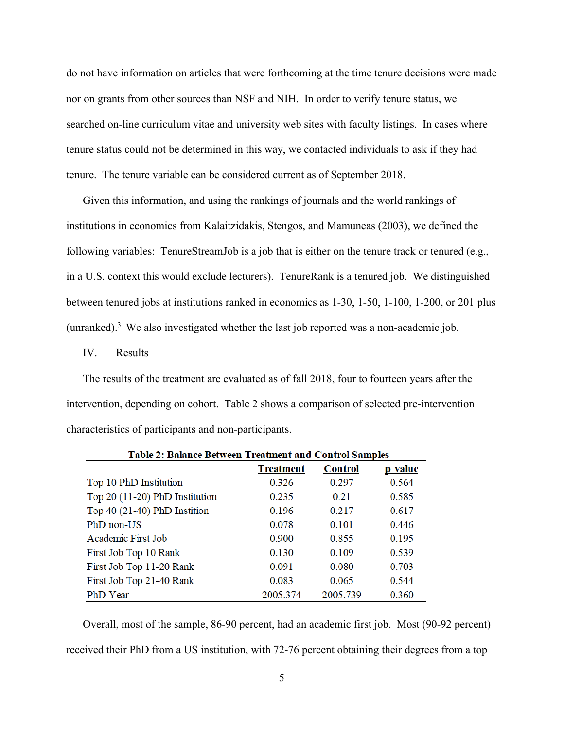do not have information on articles that were forthcoming at the time tenure decisions were made nor on grants from other sources than NSF and NIH. In order to verify tenure status, we searched on-line curriculum vitae and university web sites with faculty listings. In cases where tenure status could not be determined in this way, we contacted individuals to ask if they had tenure. The tenure variable can be considered current as of September 2018.

Given this information, and using the rankings of journals and the world rankings of institutions in economics from Kalaitzidakis, Stengos, and Mamuneas (2003), we defined the following variables: TenureStreamJob is a job that is either on the tenure track or tenured (e.g., in a U.S. context this would exclude lecturers). TenureRank is a tenured job. We distinguished between tenured jobs at institutions ranked in economics as 1-30, 1-50, 1-100, 1-200, or 201 plus (unranked).[3] We also investigated whether the last job reported was a non-academic job.

## IV. Results

The results of the treatment are evaluated as of fall 2018, four to fourteen years after the intervention, depending on cohort. Table 2 shows a comparison of selected pre-intervention characteristics of participants and non-participants.

**Table 2: Balance Between Treatment and Control Samples**

| | Treatment | Control | p-value |
|---|---|---|---|
| Top 10 PhD Institution | 0.326 | 0.297 | 0.564 |
| Top 20 (11-20) PhD Institution | 0.235 | 0.21 | 0.585 |
| Top 40 (21-40) PhD Instition | 0.196 | 0.217 | 0.617 |
| PhD non-US | 0.078 | 0.101 | 0.446 |
| Academic First Job | 0.900 | 0.855 | 0.195 |
| First Job Top 10 Rank | 0.130 | 0.109 | 0.539 |
| First Job Top 11-20 Rank | 0.091 | 0.080 | 0.703 |
| First Job Top 21-40 Rank | 0.083 | 0.065 | 0.544 |
| PhD Year | 2005.374 | 2005.739 | 0.360 |

Overall, most of the sample, 86-90 percent, had an academic first job. Most (90-92 percent) received their PhD from a US institution, with 72-76 percent obtaining their degrees from a top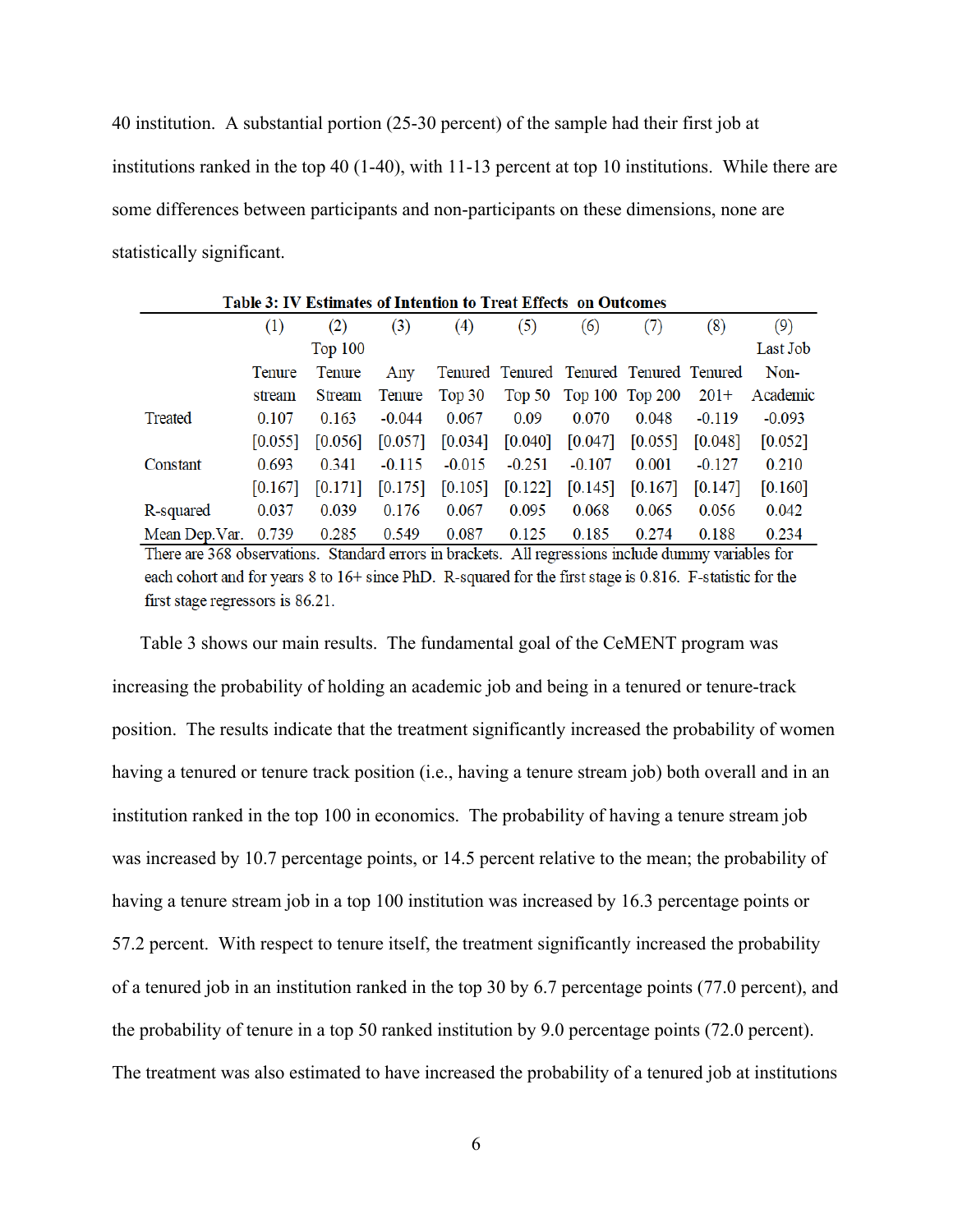40 institution. A substantial portion (25-30 percent) of the sample had their first job at institutions ranked in the top 40 (1-40), with 11-13 percent at top 10 institutions. While there are some differences between participants and non-participants on these dimensions, none are statistically significant.

**Table 3: IV Estimates of Intention to Treat Effects on Outcomes**

| | (1) | (2) | (3) | (4) | (5) | (6) | (7) | (8) | (9) |
|---|---|---|---|---|---|---|---|---|---|
| | Tenure stream | Top 100 Tenure Stream | Any Tenure | Tenured Top 30 | Tenured Top 50 | Tenured Top 100 | Tenured Top 200 | Tenured 201+ | Last Job Non-Academic |
| Treated | 0.107 | 0.163 | -0.044 | 0.067 | 0.09 | 0.070 | 0.048 | -0.119 | -0.093 |
| | [0.055] | [0.056] | [0.057] | [0.034] | [0.040] | [0.047] | [0.055] | [0.048] | [0.052] |
| Constant | 0.693 | 0.341 | -0.115 | -0.015 | -0.251 | -0.107 | 0.001 | -0.127 | 0.210 |
| | [0.167] | [0.171] | [0.175] | [0.105] | [0.122] | [0.145] | [0.167] | [0.147] | [0.160] |
| R-squared | 0.037 | 0.039 | 0.176 | 0.067 | 0.095 | 0.068 | 0.065 | 0.056 | 0.042 |
| Mean Dep.Var. | 0.739 | 0.285 | 0.549 | 0.087 | 0.125 | 0.185 | 0.274 | 0.188 | 0.234 |

There are 368 observations. Standard errors in brackets. All regressions include dummy variables for each cohort and for years 8 to 16+ since PhD. R-squared for the first stage is 0.816. F-statistic for the first stage regressors is 86.21.

Table 3 shows our main results. The fundamental goal of the CeMENT program was increasing the probability of holding an academic job and being in a tenured or tenure-track position. The results indicate that the treatment significantly increased the probability of women having a tenured or tenure track position (i.e., having a tenure stream job) both overall and in an institution ranked in the top 100 in economics. The probability of having a tenure stream job was increased by 10.7 percentage points, or 14.5 percent relative to the mean; the probability of having a tenure stream job in a top 100 institution was increased by 16.3 percentage points or 57.2 percent. With respect to tenure itself, the treatment significantly increased the probability of a tenured job in an institution ranked in the top 30 by 6.7 percentage points (77.0 percent), and the probability of tenure in a top 50 ranked institution by 9.0 percentage points (72.0 percent). The treatment was also estimated to have increased the probability of a tenured job at institutions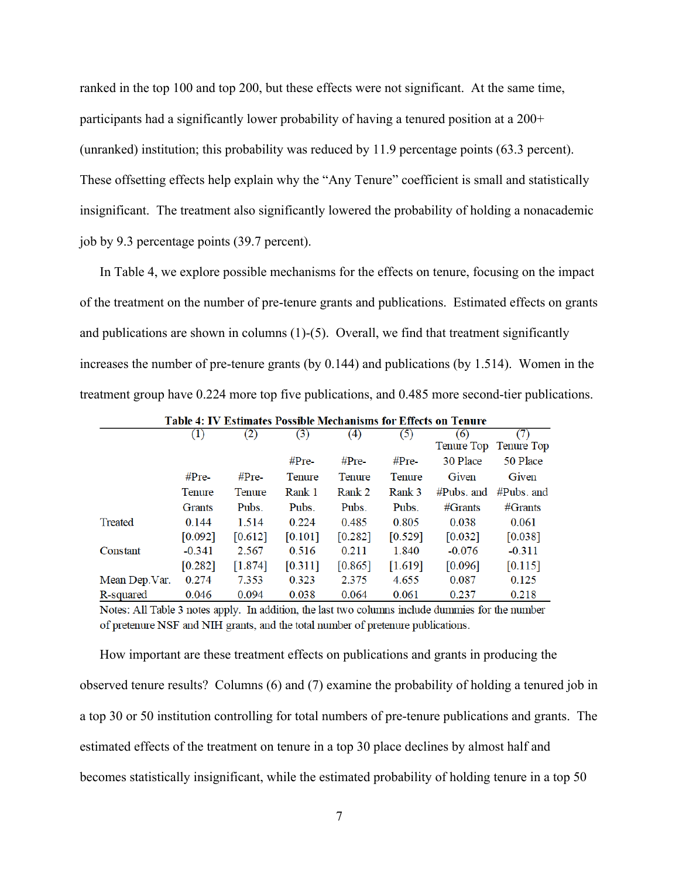ranked in the top 100 and top 200, but these effects were not significant. At the same time, participants had a significantly lower probability of having a tenured position at a 200+ (unranked) institution; this probability was reduced by 11.9 percentage points (63.3 percent). These offsetting effects help explain why the "Any Tenure" coefficient is small and statistically insignificant. The treatment also significantly lowered the probability of holding a nonacademic job by 9.3 percentage points (39.7 percent).

In Table 4, we explore possible mechanisms for the effects on tenure, focusing on the impact of the treatment on the number of pre-tenure grants and publications. Estimated effects on grants and publications are shown in columns (1)-(5). Overall, we find that treatment significantly increases the number of pre-tenure grants (by 0.144) and publications (by 1.514). Women in the treatment group have 0.224 more top five publications, and 0.485 more second-tier publications.

**Table 4: IV Estimates Possible Mechanisms for Effects on Tenure**

| | (1) #Pre-Tenure Grants | (2) #Pre-Tenure Pubs. | (3) #Pre-Tenure Rank 1 Pubs. | (4) #Pre-Tenure Rank 2 Pubs. | (5) #Pre-Tenure Rank 3 Pubs. | (6) Tenure Top 30 Place Given #Pubs. and #Grants | (7) Tenure Top 50 Place Given #Pubs. and #Grants |
|---|---|---|---|---|---|---|---|
| Treated | 0.144 | 1.514 | 0.224 | 0.485 | 0.805 | 0.038 | 0.061 |
| | [0.092] | [0.612] | [0.101] | [0.282] | [0.529] | [0.032] | [0.038] |
| Constant | -0.341 | 2.567 | 0.516 | 0.211 | 1.840 | -0.076 | -0.311 |
| | [0.282] | [1.874] | [0.311] | [0.865] | [1.619] | [0.096] | [0.115] |
| Mean Dep.Var. | 0.274 | 7.353 | 0.323 | 2.375 | 4.655 | 0.087 | 0.125 |
| R-squared | 0.046 | 0.094 | 0.038 | 0.064 | 0.061 | 0.237 | 0.218 |

Notes: All Table 3 notes apply. In addition, the last two columns include dummies for the number of pretenure NSF and NIH grants, and the total number of pretenure publications.

How important are these treatment effects on publications and grants in producing the observed tenure results? Columns (6) and (7) examine the probability of holding a tenured job in a top 30 or 50 institution controlling for total numbers of pre-tenure publications and grants. The estimated effects of the treatment on tenure in a top 30 place declines by almost half and becomes statistically insignificant, while the estimated probability of holding tenure in a top 50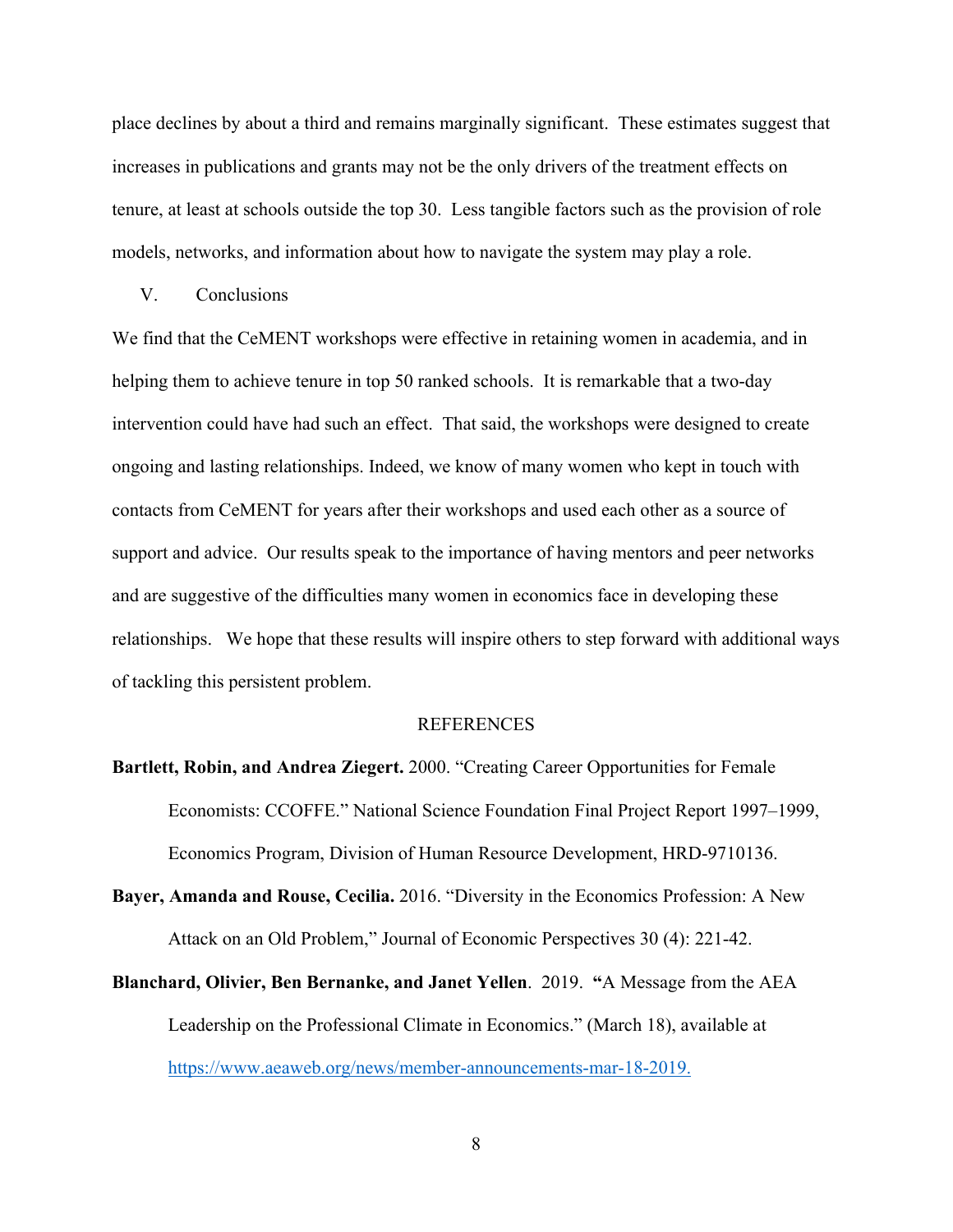place declines by about a third and remains marginally significant. These estimates suggest that increases in publications and grants may not be the only drivers of the treatment effects on tenure, at least at schools outside the top 30. Less tangible factors such as the provision of role models, networks, and information about how to navigate the system may play a role.

## V. Conclusions

We find that the CeMENT workshops were effective in retaining women in academia, and in helping them to achieve tenure in top 50 ranked schools. It is remarkable that a two-day intervention could have had such an effect. That said, the workshops were designed to create ongoing and lasting relationships. Indeed, we know of many women who kept in touch with contacts from CeMENT for years after their workshops and used each other as a source of support and advice. Our results speak to the importance of having mentors and peer networks and are suggestive of the difficulties many women in economics face in developing these relationships. We hope that these results will inspire others to step forward with additional ways of tackling this persistent problem.

## REFERENCES

**Bartlett, Robin, and Andrea Ziegert.** 2000. "Creating Career Opportunities for Female Economists: CCOFFE." National Science Foundation Final Project Report 1997–1999, Economics Program, Division of Human Resource Development, HRD-9710136.

**Bayer, Amanda and Rouse, Cecilia.** 2016. "Diversity in the Economics Profession: A New Attack on an Old Problem," Journal of Economic Perspectives 30 (4): 221-42.

**Blanchard, Olivier, Ben Bernanke, and Janet Yellen**. 2019. **"**A Message from the AEA Leadership on the Professional Climate in Economics." (March 18), available at https://www.aeaweb.org/news/member-announcements-mar-18-2019.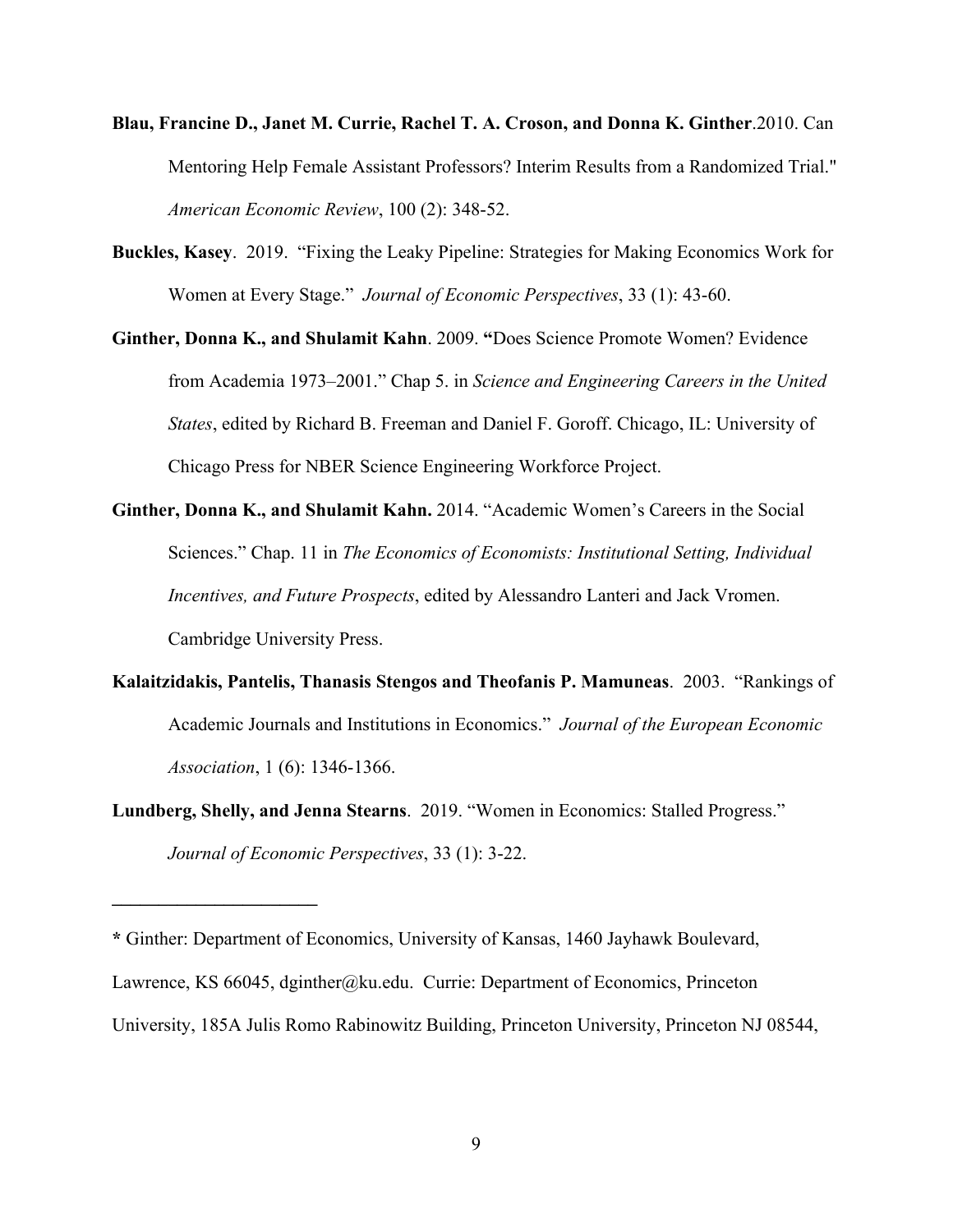**Blau, Francine D., Janet M. Currie, Rachel T. A. Croson, and Donna K. Ginther**.2010. Can Mentoring Help Female Assistant Professors? Interim Results from a Randomized Trial." *American Economic Review*, 100 (2): 348-52.

**Buckles, Kasey**. 2019. "Fixing the Leaky Pipeline: Strategies for Making Economics Work for Women at Every Stage." *Journal of Economic Perspectives*, 33 (1): 43-60.

**Ginther, Donna K., and Shulamit Kahn**. 2009. **"**Does Science Promote Women? Evidence from Academia 1973–2001." Chap 5. in *Science and Engineering Careers in the United States*, edited by Richard B. Freeman and Daniel F. Goroff. Chicago, IL: University of Chicago Press for NBER Science Engineering Workforce Project.

**Ginther, Donna K., and Shulamit Kahn.** 2014. "Academic Women's Careers in the Social Sciences." Chap. 11 in *The Economics of Economists: Institutional Setting, Individual Incentives, and Future Prospects*, edited by Alessandro Lanteri and Jack Vromen. Cambridge University Press.

**Kalaitzidakis, Pantelis, Thanasis Stengos and Theofanis P. Mamuneas**. 2003. "Rankings of Academic Journals and Institutions in Economics." *Journal of the European Economic Association*, 1 (6): 1346-1366.

**Lundberg, Shelly, and Jenna Stearns**. 2019. "Women in Economics: Stalled Progress." *Journal of Economic Perspectives*, 33 (1): 3-22.

---

**\*** Ginther: Department of Economics, University of Kansas, 1460 Jayhawk Boulevard, Lawrence, KS 66045, dginther@ku.edu. Currie: Department of Economics, Princeton University, 185A Julis Romo Rabinowitz Building, Princeton University, Princeton NJ 08544,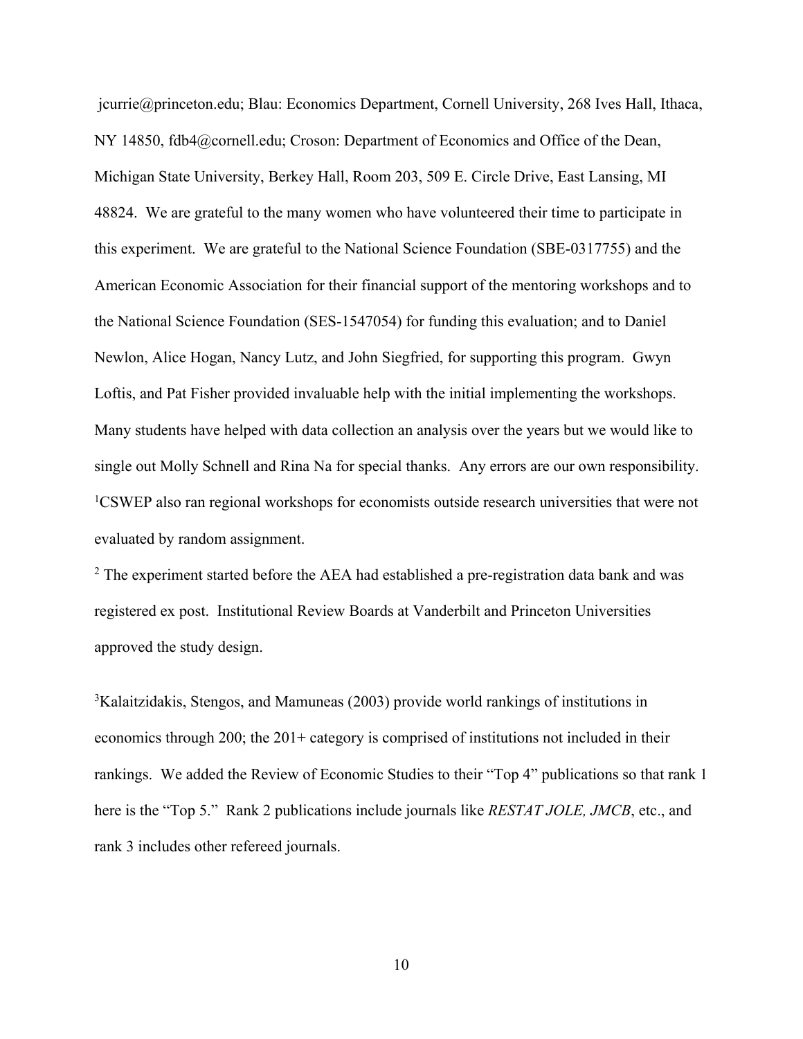jcurrie@princeton.edu; Blau: Economics Department, Cornell University, 268 Ives Hall, Ithaca, NY 14850, fdb4@cornell.edu; Croson: Department of Economics and Office of the Dean, Michigan State University, Berkey Hall, Room 203, 509 E. Circle Drive, East Lansing, MI 48824. We are grateful to the many women who have volunteered their time to participate in this experiment. We are grateful to the National Science Foundation (SBE-0317755) and the American Economic Association for their financial support of the mentoring workshops and to the National Science Foundation (SES-1547054) for funding this evaluation; and to Daniel Newlon, Alice Hogan, Nancy Lutz, and John Siegfried, for supporting this program. Gwyn Loftis, and Pat Fisher provided invaluable help with the initial implementing the workshops. Many students have helped with data collection an analysis over the years but we would like to single out Molly Schnell and Rina Na for special thanks. Any errors are our own responsibility.

[1]CSWEP also ran regional workshops for economists outside research universities that were not evaluated by random assignment.

[2] The experiment started before the AEA had established a pre-registration data bank and was registered ex post. Institutional Review Boards at Vanderbilt and Princeton Universities approved the study design.

[3]Kalaitzidakis, Stengos, and Mamuneas (2003) provide world rankings of institutions in economics through 200; the 201+ category is comprised of institutions not included in their rankings. We added the Review of Economic Studies to their "Top 4" publications so that rank 1 here is the "Top 5." Rank 2 publications include journals like *RESTAT JOLE, JMCB*, etc., and rank 3 includes other refereed journals.